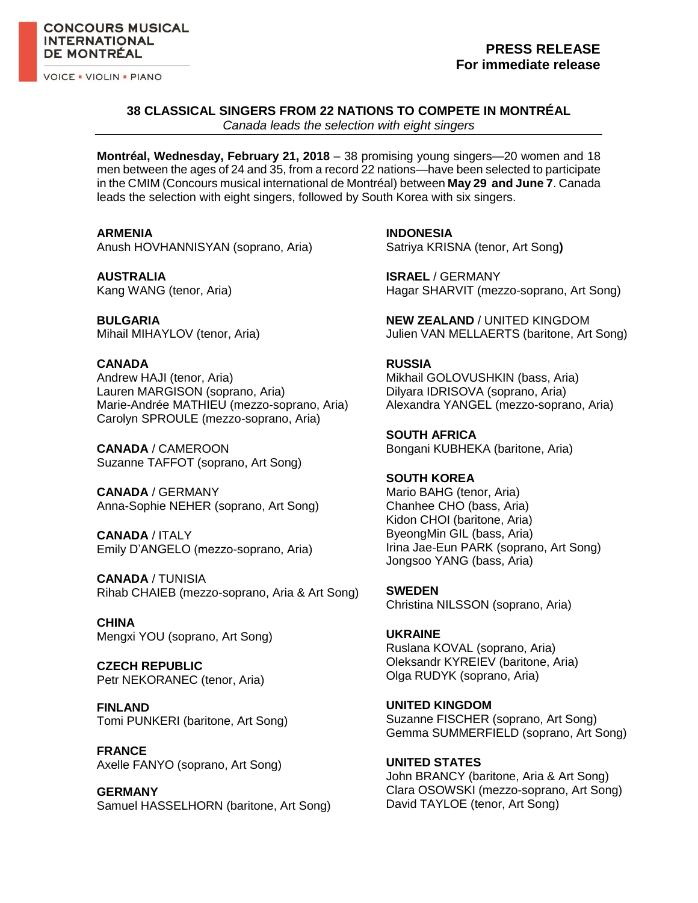**CONCOURS MUSICAL INTERNATIONAL DE MONTRÉAL**

VOICE ▪ VIOLIN ▪ PIANO

**PRESS RELEASE**
**For immediate release**

## 38 CLASSICAL SINGERS FROM 22 NATIONS TO COMPETE IN MONTRÉAL

*Canada leads the selection with eight singers*

**Montréal, Wednesday, February 21, 2018** – 38 promising young singers—20 women and 18 men between the ages of 24 and 35, from a record 22 nations—have been selected to participate in the CMIM (Concours musical international de Montréal) between **May 29 and June 7**. Canada leads the selection with eight singers, followed by South Korea with six singers.

**ARMENIA**
Anush HOVHANNISYAN (soprano, Aria)

**AUSTRALIA**
Kang WANG (tenor, Aria)

**BULGARIA**
Mihail MIHAYLOV (tenor, Aria)

**CANADA**
Andrew HAJI (tenor, Aria)
Lauren MARGISON (soprano, Aria)
Marie-Andrée MATHIEU (mezzo-soprano, Aria)
Carolyn SPROULE (mezzo-soprano, Aria)

**CANADA** / CAMEROON
Suzanne TAFFOT (soprano, Art Song)

**CANADA** / GERMANY
Anna-Sophie NEHER (soprano, Art Song)

**CANADA** / ITALY
Emily D'ANGELO (mezzo-soprano, Aria)

**CANADA** / TUNISIA
Rihab CHAIEB (mezzo-soprano, Aria & Art Song)

**CHINA**
Mengxi YOU (soprano, Art Song)

**CZECH REPUBLIC**
Petr NEKORANEC (tenor, Aria)

**FINLAND**
Tomi PUNKERI (baritone, Art Song)

**FRANCE**
Axelle FANYO (soprano, Art Song)

**GERMANY**
Samuel HASSELHORN (baritone, Art Song)

**INDONESIA**
Satriya KRISNA (tenor, Art Song**)**

**ISRAEL** / GERMANY
Hagar SHARVIT (mezzo-soprano, Art Song)

**NEW ZEALAND** / UNITED KINGDOM
Julien VAN MELLAERTS (baritone, Art Song)

**RUSSIA**
Mikhail GOLOVUSHKIN (bass, Aria)
Dilyara IDRISOVA (soprano, Aria)
Alexandra YANGEL (mezzo-soprano, Aria)

**SOUTH AFRICA**
Bongani KUBHEKA (baritone, Aria)

**SOUTH KOREA**
Mario BAHG (tenor, Aria)
Chanhee CHO (bass, Aria)
Kidon CHOI (baritone, Aria)
ByeongMin GIL (bass, Aria)
Irina Jae-Eun PARK (soprano, Art Song)
Jongsoo YANG (bass, Aria)

**SWEDEN**
Christina NILSSON (soprano, Aria)

**UKRAINE**
Ruslana KOVAL (soprano, Aria)
Oleksandr KYREIEV (baritone, Aria)
Olga RUDYK (soprano, Aria)

**UNITED KINGDOM**
Suzanne FISCHER (soprano, Art Song)
Gemma SUMMERFIELD (soprano, Art Song)

**UNITED STATES**
John BRANCY (baritone, Aria & Art Song)
Clara OSOWSKI (mezzo-soprano, Art Song)
David TAYLOE (tenor, Art Song)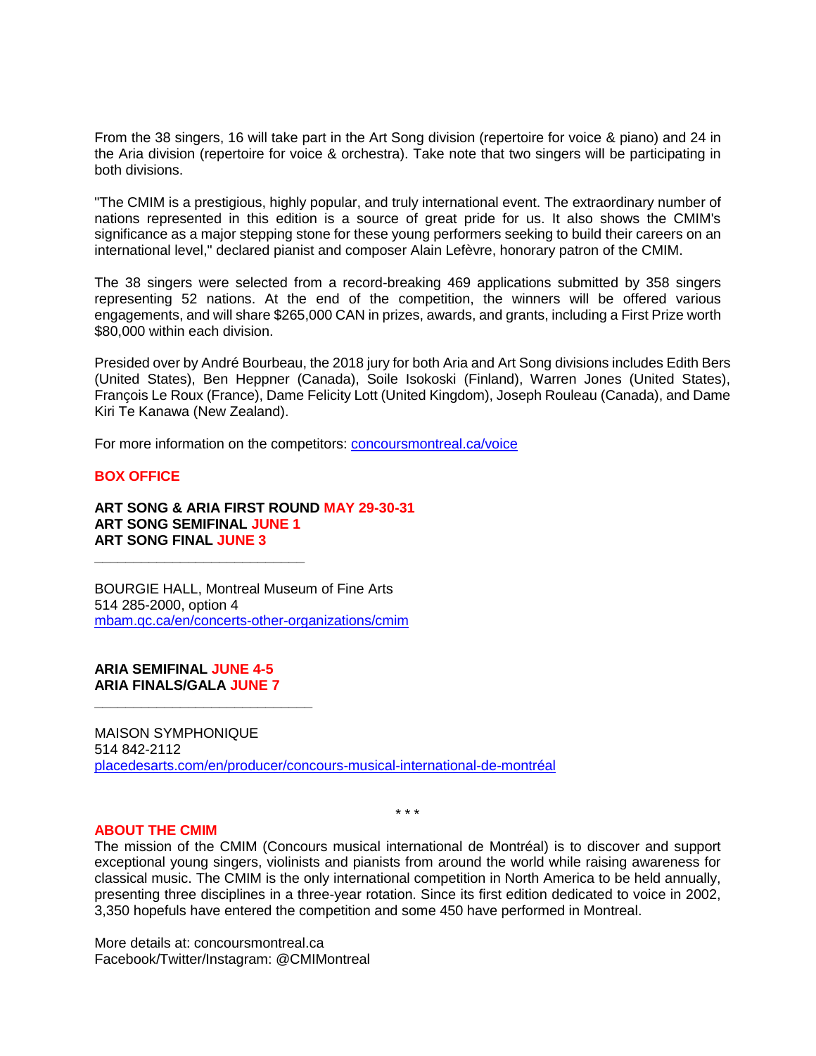From the 38 singers, 16 will take part in the Art Song division (repertoire for voice & piano) and 24 in the Aria division (repertoire for voice & orchestra). Take note that two singers will be participating in both divisions.

"The CMIM is a prestigious, highly popular, and truly international event. The extraordinary number of nations represented in this edition is a source of great pride for us. It also shows the CMIM's significance as a major stepping stone for these young performers seeking to build their careers on an international level," declared pianist and composer Alain Lefèvre, honorary patron of the CMIM.

The 38 singers were selected from a record-breaking 469 applications submitted by 358 singers representing 52 nations. At the end of the competition, the winners will be offered various engagements, and will share $265,000 CAN in prizes, awards, and grants, including a First Prize worth $80,000 within each division.

Presided over by André Bourbeau, the 2018 jury for both Aria and Art Song divisions includes Edith Bers (United States), Ben Heppner (Canada), Soile Isokoski (Finland), Warren Jones (United States), François Le Roux (France), Dame Felicity Lott (United Kingdom), Joseph Rouleau (Canada), and Dame Kiri Te Kanawa (New Zealand).

For more information on the competitors: [concoursmontreal.ca/voice](concoursmontreal.ca/voice)

## BOX OFFICE

**ART SONG & ARIA FIRST ROUND MAY 29-30-31**
**ART SONG SEMIFINAL JUNE 1**
**ART SONG FINAL JUNE 3**

___________________________

BOURGIE HALL, Montreal Museum of Fine Arts
514 285-2000, option 4
[mbam.qc.ca/en/concerts-other-organizations/cmim](mbam.qc.ca/en/concerts-other-organizations/cmim)

**ARIA SEMIFINAL JUNE 4-5**
**ARIA FINALS/GALA JUNE 7**

___________________________

MAISON SYMPHONIQUE
514 842-2112
[placedesarts.com/en/producer/concours-musical-international-de-montréal](placedesarts.com/en/producer/concours-musical-international-de-montréal)

\* \* \*

## ABOUT THE CMIM

The mission of the CMIM (Concours musical international de Montréal) is to discover and support exceptional young singers, violinists and pianists from around the world while raising awareness for classical music. The CMIM is the only international competition in North America to be held annually, presenting three disciplines in a three-year rotation. Since its first edition dedicated to voice in 2002, 3,350 hopefuls have entered the competition and some 450 have performed in Montreal.

More details at: concoursmontreal.ca
Facebook/Twitter/Instagram: @CMIMontreal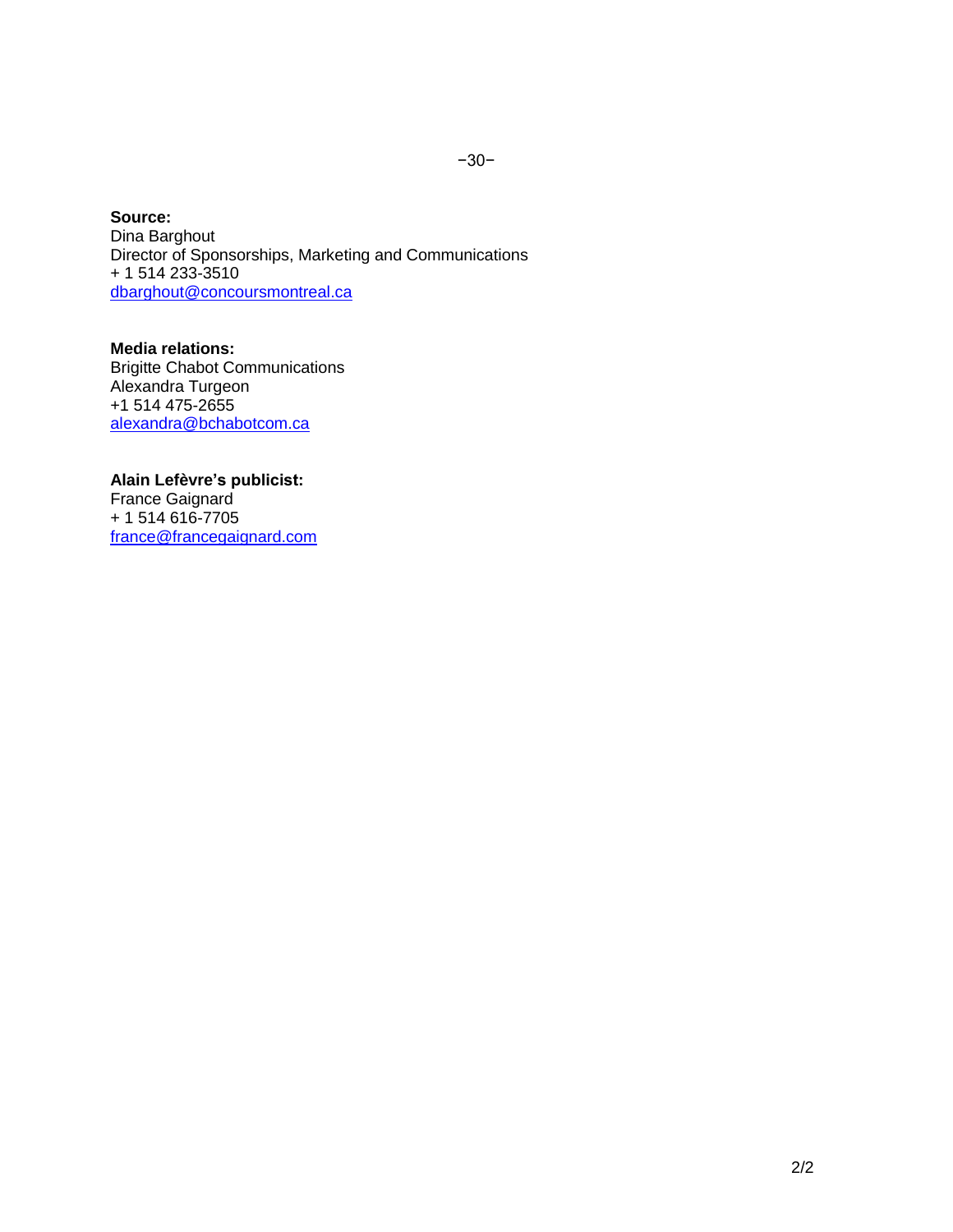−30−

**Source:**
Dina Barghout
Director of Sponsorships, Marketing and Communications
+ 1 514 233-3510
dbarghout@concoursmontreal.ca

**Media relations:**
Brigitte Chabot Communications
Alexandra Turgeon
+1 514 475-2655
alexandra@bchabotcom.ca

**Alain Lefèvre's publicist:**
France Gaignard
+ 1 514 616-7705
france@francegaignard.com